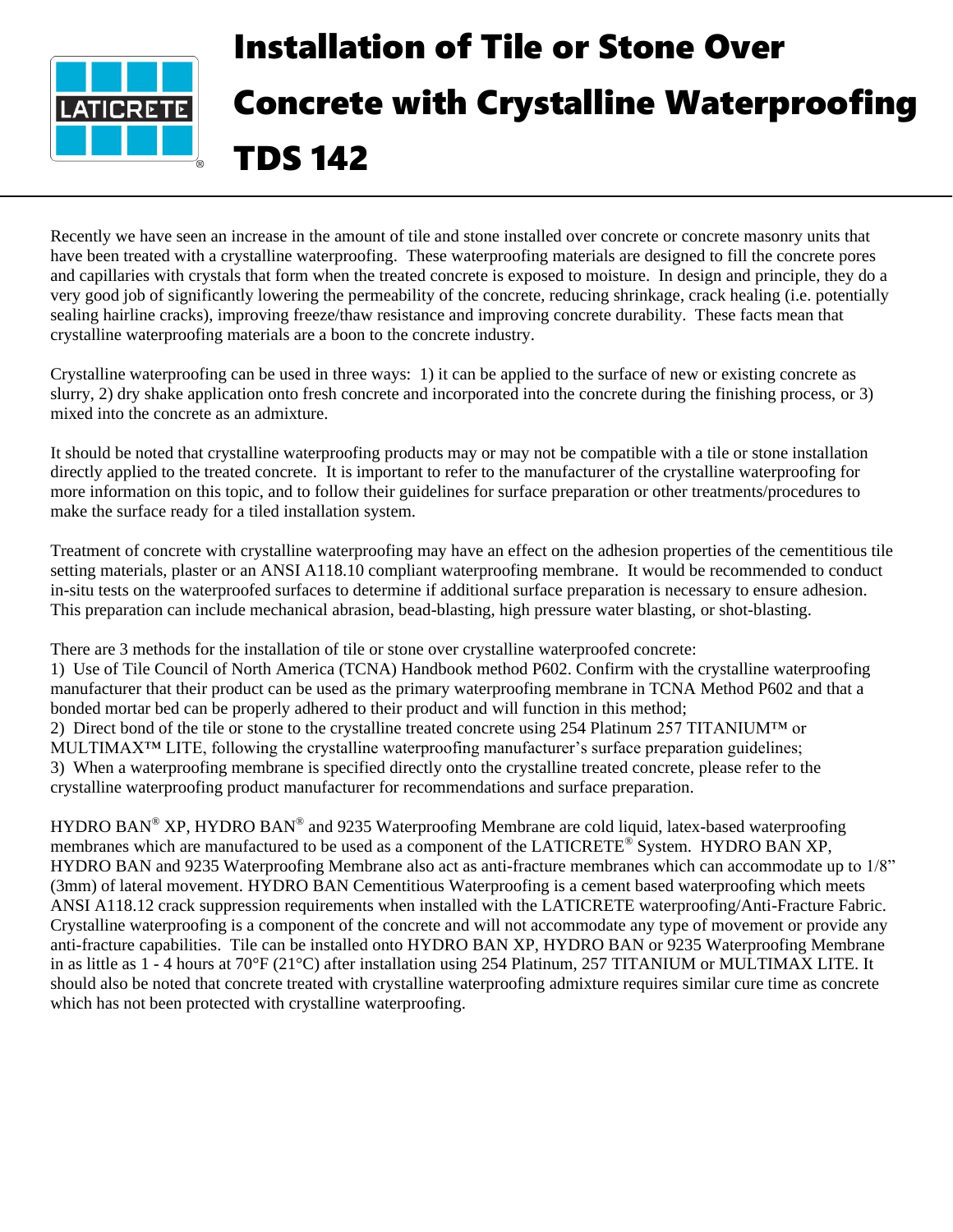# Installation of Tile or Stone Over Concrete with Crystalline Waterproofing TDS 142

Recently we have seen an increase in the amount of tile and stone installed over concrete or concrete masonry units that have been treated with a crystalline waterproofing. These waterproofing materials are designed to fill the concrete pores and capillaries with crystals that form when the treated concrete is exposed to moisture. In design and principle, they do a very good job of significantly lowering the permeability of the concrete, reducing shrinkage, crack healing (i.e. potentially sealing hairline cracks), improving freeze/thaw resistance and improving concrete durability. These facts mean that crystalline waterproofing materials are a boon to the concrete industry.

Crystalline waterproofing can be used in three ways: 1) it can be applied to the surface of new or existing concrete as slurry, 2) dry shake application onto fresh concrete and incorporated into the concrete during the finishing process, or 3) mixed into the concrete as an admixture.

It should be noted that crystalline waterproofing products may or may not be compatible with a tile or stone installation directly applied to the treated concrete. It is important to refer to the manufacturer of the crystalline waterproofing for more information on this topic, and to follow their guidelines for surface preparation or other treatments/procedures to make the surface ready for a tiled installation system.

Treatment of concrete with crystalline waterproofing may have an effect on the adhesion properties of the cementitious tile setting materials, plaster or an ANSI A118.10 compliant waterproofing membrane. It would be recommended to conduct in-situ tests on the waterproofed surfaces to determine if additional surface preparation is necessary to ensure adhesion. This preparation can include mechanical abrasion, bead-blasting, high pressure water blasting, or shot-blasting.

There are 3 methods for the installation of tile or stone over crystalline waterproofed concrete:

1) Use of Tile Council of North America (TCNA) Handbook method P602. Confirm with the crystalline waterproofing manufacturer that their product can be used as the primary waterproofing membrane in TCNA Method P602 and that a bonded mortar bed can be properly adhered to their product and will function in this method;
2) Direct bond of the tile or stone to the crystalline treated concrete using 254 Platinum 257 TITANIUM™ or MULTIMAX™ LITE, following the crystalline waterproofing manufacturer's surface preparation guidelines;
3) When a waterproofing membrane is specified directly onto the crystalline treated concrete, please refer to the crystalline waterproofing product manufacturer for recommendations and surface preparation.

HYDRO BAN® XP, HYDRO BAN® and 9235 Waterproofing Membrane are cold liquid, latex-based waterproofing membranes which are manufactured to be used as a component of the LATICRETE® System. HYDRO BAN XP, HYDRO BAN and 9235 Waterproofing Membrane also act as anti-fracture membranes which can accommodate up to 1/8" (3mm) of lateral movement. HYDRO BAN Cementitious Waterproofing is a cement based waterproofing which meets ANSI A118.12 crack suppression requirements when installed with the LATICRETE waterproofing/Anti-Fracture Fabric. Crystalline waterproofing is a component of the concrete and will not accommodate any type of movement or provide any anti-fracture capabilities. Tile can be installed onto HYDRO BAN XP, HYDRO BAN or 9235 Waterproofing Membrane in as little as 1 - 4 hours at 70°F (21°C) after installation using 254 Platinum, 257 TITANIUM or MULTIMAX LITE. It should also be noted that concrete treated with crystalline waterproofing admixture requires similar cure time as concrete which has not been protected with crystalline waterproofing.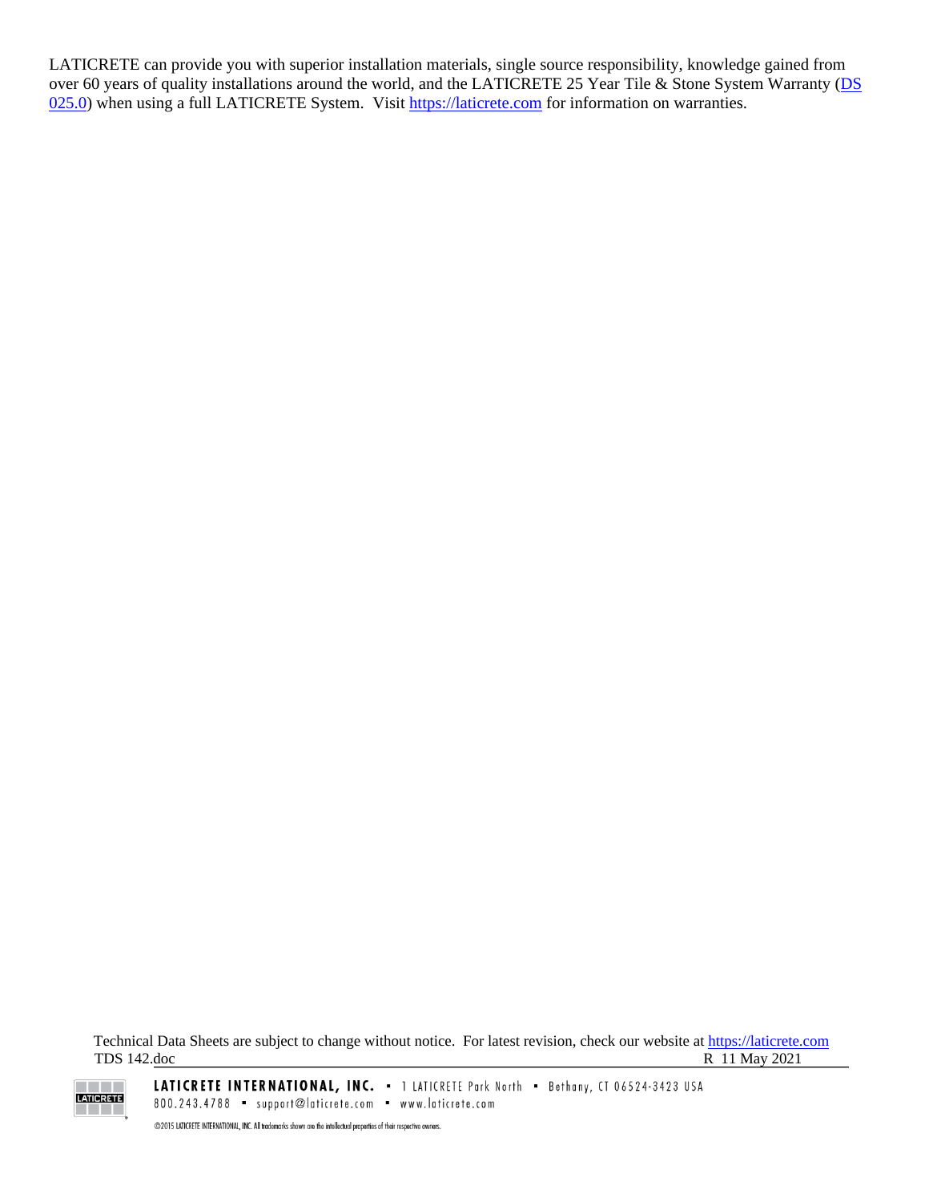LATICRETE can provide you with superior installation materials, single source responsibility, knowledge gained from over 60 years of quality installations around the world, and the LATICRETE 25 Year Tile & Stone System Warranty ([DS 025.0]) when using a full LATICRETE System. Visit https://laticrete.com for information on warranties.

Technical Data Sheets are subject to change without notice. For latest revision, check our website at https://laticrete.com

TDS 142.doc R 11 May 2021

**LATICRETE INTERNATIONAL, INC.** ▪ 1 LATICRETE Park North ▪ Bethany, CT 06524-3423 USA
800.243.4788 ▪ support@laticrete.com ▪ www.laticrete.com

©2015 LATICRETE INTERNATIONAL, INC. All trademarks shown are the intellectual properties of their respective owners.